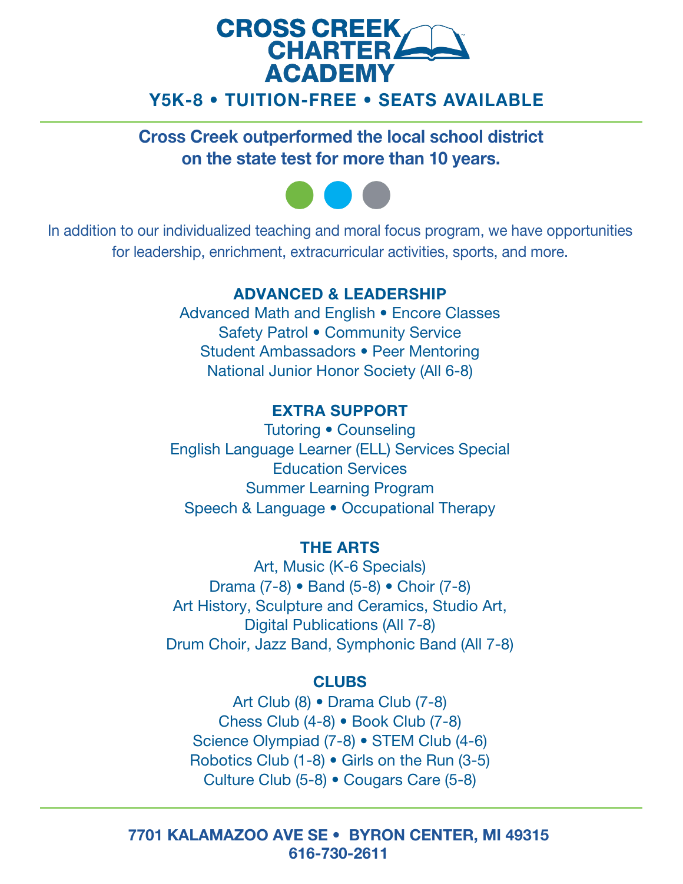# CROSS CREEK CHARTER ACADEMY

**Y5K-8 • TUITION-FREE • SEATS AVAILABLE**

---

**Cross Creek outperformed the local school district on the state test for more than 10 years.**

In addition to our individualized teaching and moral focus program, we have opportunities for leadership, enrichment, extracurricular activities, sports, and more.

## ADVANCED & LEADERSHIP

Advanced Math and English • Encore Classes
Safety Patrol • Community Service
Student Ambassadors • Peer Mentoring
National Junior Honor Society (All 6-8)

## EXTRA SUPPORT

Tutoring • Counseling
English Language Learner (ELL) Services Special Education Services
Summer Learning Program
Speech & Language • Occupational Therapy

## THE ARTS

Art, Music (K-6 Specials)
Drama (7-8) • Band (5-8) • Choir (7-8)
Art History, Sculpture and Ceramics, Studio Art, Digital Publications (All 7-8)
Drum Choir, Jazz Band, Symphonic Band (All 7-8)

## CLUBS

Art Club (8) • Drama Club (7-8)
Chess Club (4-8) • Book Club (7-8)
Science Olympiad (7-8) • STEM Club (4-6)
Robotics Club (1-8) • Girls on the Run (3-5)
Culture Club (5-8) • Cougars Care (5-8)

---

**7701 KALAMAZOO AVE SE • BYRON CENTER, MI 49315**
**616-730-2611**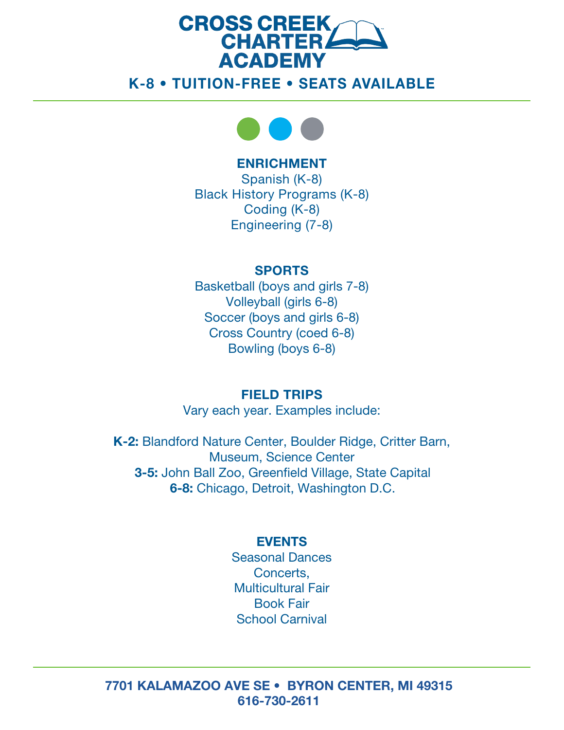# CROSS CREEK CHARTER ACADEMY

**K-8 • TUITION-FREE • SEATS AVAILABLE**

## ENRICHMENT

Spanish (K-8)
Black History Programs (K-8)
Coding (K-8)
Engineering (7-8)

## SPORTS

Basketball (boys and girls 7-8)
Volleyball (girls 6-8)
Soccer (boys and girls 6-8)
Cross Country (coed 6-8)
Bowling (boys 6-8)

## FIELD TRIPS

Vary each year. Examples include:

**K-2:** Blandford Nature Center, Boulder Ridge, Critter Barn, Museum, Science Center
**3-5:** John Ball Zoo, Greenfield Village, State Capital
**6-8:** Chicago, Detroit, Washington D.C.

## EVENTS

Seasonal Dances
Concerts,
Multicultural Fair
Book Fair
School Carnival

**7701 KALAMAZOO AVE SE • BYRON CENTER, MI 49315**
**616-730-2611**